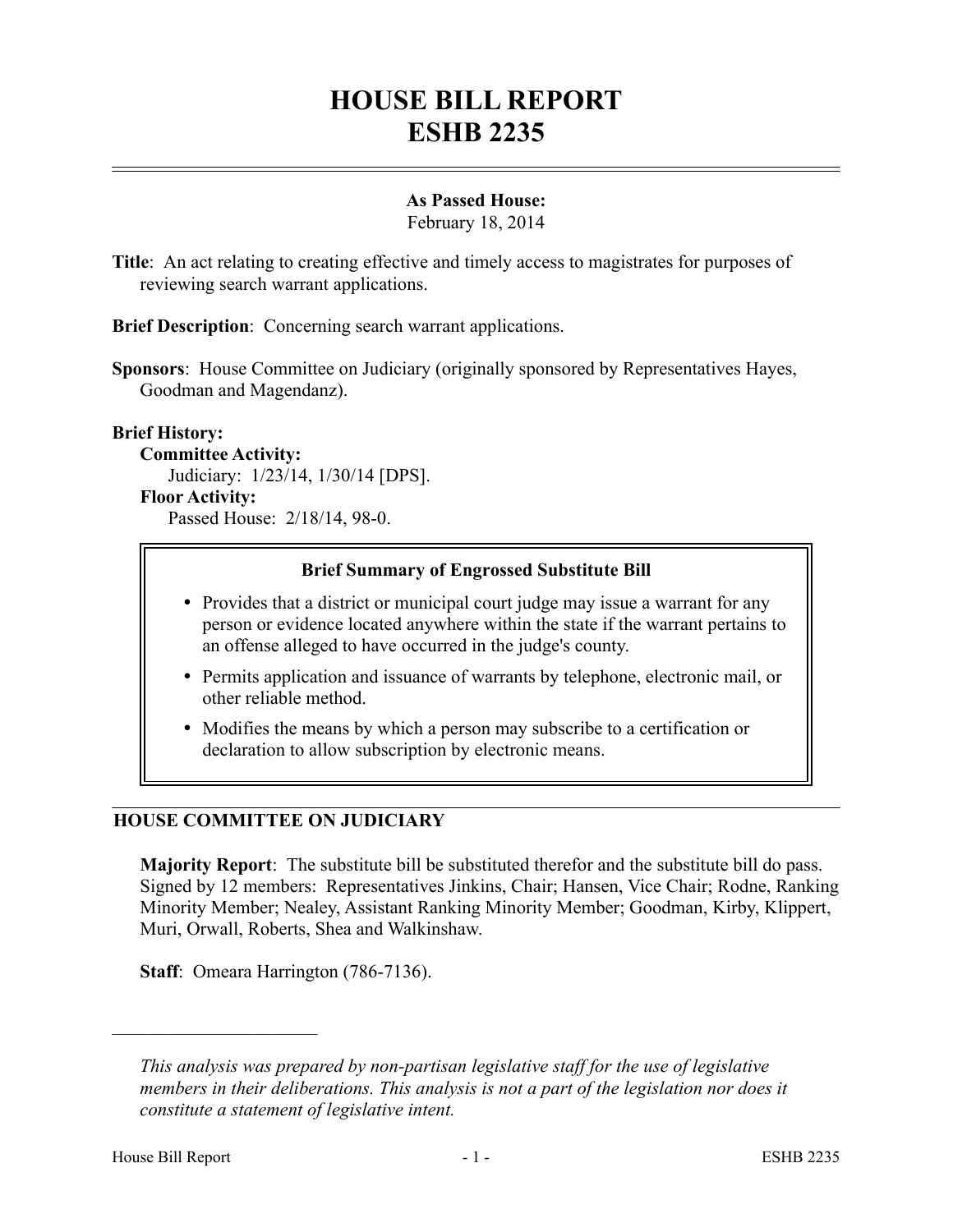# HOUSE BILL REPORT
# ESHB 2235

**As Passed House:**
February 18, 2014

**Title**: An act relating to creating effective and timely access to magistrates for purposes of reviewing search warrant applications.

**Brief Description**: Concerning search warrant applications.

**Sponsors**: House Committee on Judiciary (originally sponsored by Representatives Hayes, Goodman and Magendanz).

**Brief History:**

**Committee Activity:**
Judiciary: 1/23/14, 1/30/14 [DPS].

**Floor Activity:**
Passed House: 2/18/14, 98-0.

**Brief Summary of Engrossed Substitute Bill**

- Provides that a district or municipal court judge may issue a warrant for any person or evidence located anywhere within the state if the warrant pertains to an offense alleged to have occurred in the judge's county.
- Permits application and issuance of warrants by telephone, electronic mail, or other reliable method.
- Modifies the means by which a person may subscribe to a certification or declaration to allow subscription by electronic means.

## HOUSE COMMITTEE ON JUDICIARY

**Majority Report**: The substitute bill be substituted therefor and the substitute bill do pass. Signed by 12 members: Representatives Jinkins, Chair; Hansen, Vice Chair; Rodne, Ranking Minority Member; Nealey, Assistant Ranking Minority Member; Goodman, Kirby, Klippert, Muri, Orwall, Roberts, Shea and Walkinshaw.

**Staff**: Omeara Harrington (786-7136).

---

*This analysis was prepared by non-partisan legislative staff for the use of legislative members in their deliberations. This analysis is not a part of the legislation nor does it constitute a statement of legislative intent.*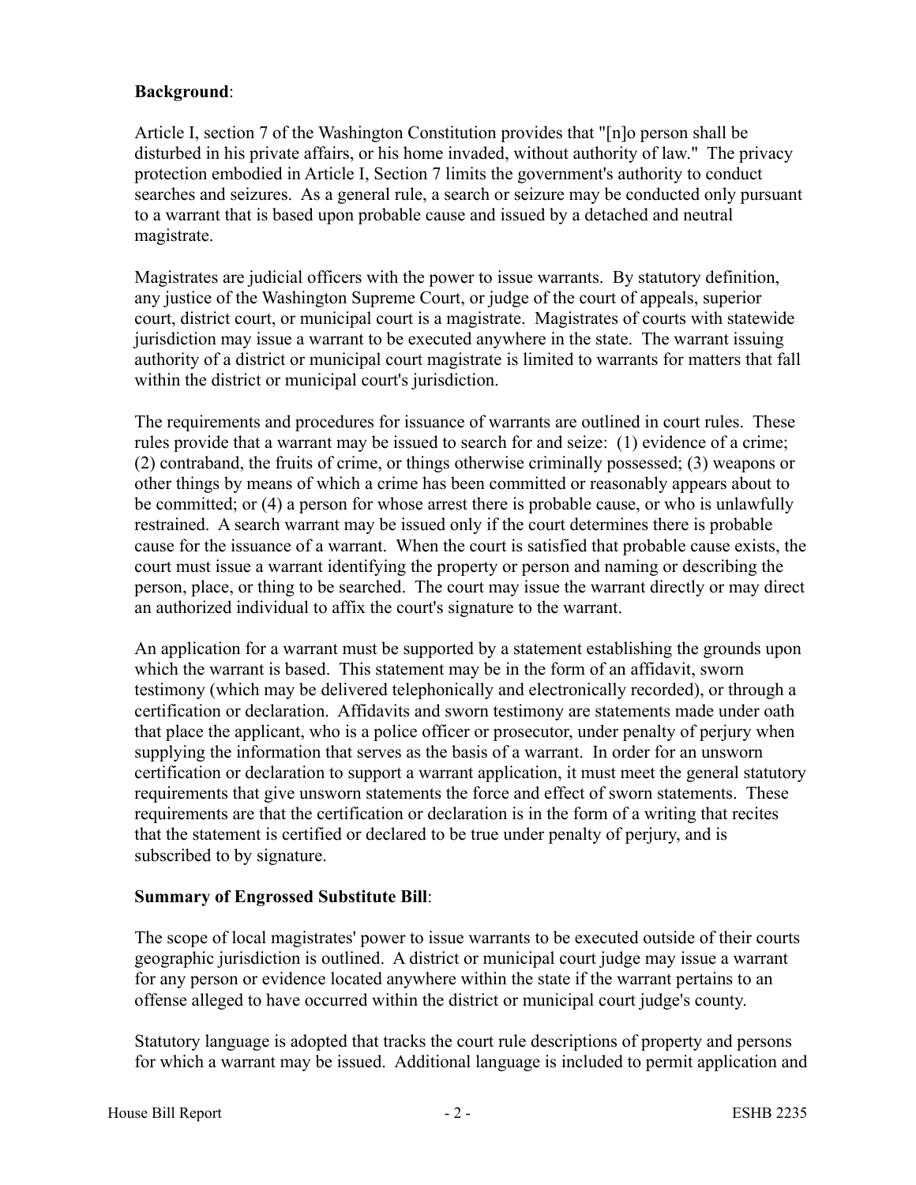**Background**:

Article I, section 7 of the Washington Constitution provides that "[n]o person shall be disturbed in his private affairs, or his home invaded, without authority of law." The privacy protection embodied in Article I, Section 7 limits the government's authority to conduct searches and seizures. As a general rule, a search or seizure may be conducted only pursuant to a warrant that is based upon probable cause and issued by a detached and neutral magistrate.

Magistrates are judicial officers with the power to issue warrants. By statutory definition, any justice of the Washington Supreme Court, or judge of the court of appeals, superior court, district court, or municipal court is a magistrate. Magistrates of courts with statewide jurisdiction may issue a warrant to be executed anywhere in the state. The warrant issuing authority of a district or municipal court magistrate is limited to warrants for matters that fall within the district or municipal court's jurisdiction.

The requirements and procedures for issuance of warrants are outlined in court rules. These rules provide that a warrant may be issued to search for and seize: (1) evidence of a crime; (2) contraband, the fruits of crime, or things otherwise criminally possessed; (3) weapons or other things by means of which a crime has been committed or reasonably appears about to be committed; or (4) a person for whose arrest there is probable cause, or who is unlawfully restrained. A search warrant may be issued only if the court determines there is probable cause for the issuance of a warrant. When the court is satisfied that probable cause exists, the court must issue a warrant identifying the property or person and naming or describing the person, place, or thing to be searched. The court may issue the warrant directly or may direct an authorized individual to affix the court's signature to the warrant.

An application for a warrant must be supported by a statement establishing the grounds upon which the warrant is based. This statement may be in the form of an affidavit, sworn testimony (which may be delivered telephonically and electronically recorded), or through a certification or declaration. Affidavits and sworn testimony are statements made under oath that place the applicant, who is a police officer or prosecutor, under penalty of perjury when supplying the information that serves as the basis of a warrant. In order for an unsworn certification or declaration to support a warrant application, it must meet the general statutory requirements that give unsworn statements the force and effect of sworn statements. These requirements are that the certification or declaration is in the form of a writing that recites that the statement is certified or declared to be true under penalty of perjury, and is subscribed to by signature.

**Summary of Engrossed Substitute Bill**:

The scope of local magistrates' power to issue warrants to be executed outside of their courts geographic jurisdiction is outlined. A district or municipal court judge may issue a warrant for any person or evidence located anywhere within the state if the warrant pertains to an offense alleged to have occurred within the district or municipal court judge's county.

Statutory language is adopted that tracks the court rule descriptions of property and persons for which a warrant may be issued. Additional language is included to permit application and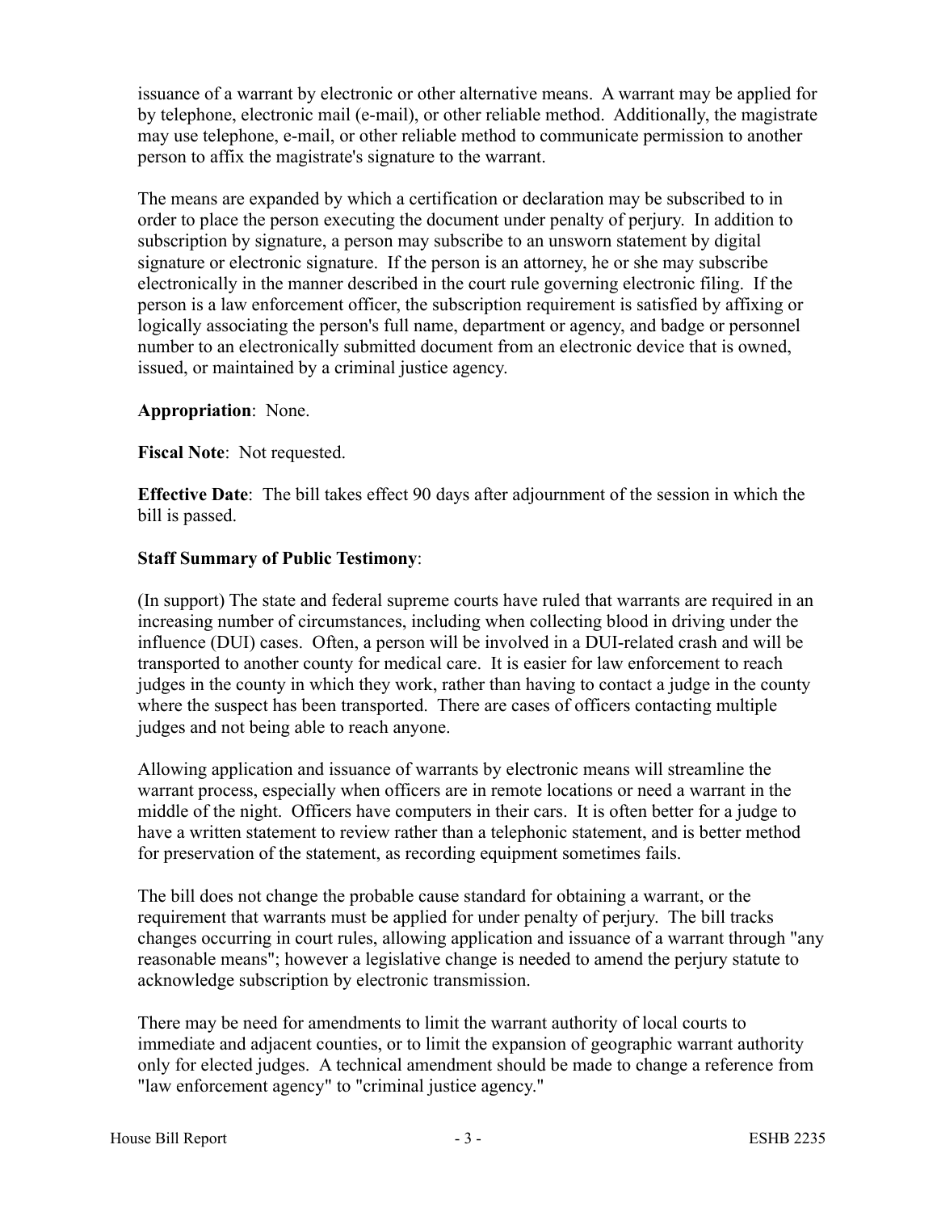issuance of a warrant by electronic or other alternative means. A warrant may be applied for by telephone, electronic mail (e-mail), or other reliable method. Additionally, the magistrate may use telephone, e-mail, or other reliable method to communicate permission to another person to affix the magistrate's signature to the warrant.

The means are expanded by which a certification or declaration may be subscribed to in order to place the person executing the document under penalty of perjury. In addition to subscription by signature, a person may subscribe to an unsworn statement by digital signature or electronic signature. If the person is an attorney, he or she may subscribe electronically in the manner described in the court rule governing electronic filing. If the person is a law enforcement officer, the subscription requirement is satisfied by affixing or logically associating the person's full name, department or agency, and badge or personnel number to an electronically submitted document from an electronic device that is owned, issued, or maintained by a criminal justice agency.

**Appropriation**: None.

**Fiscal Note**: Not requested.

**Effective Date**: The bill takes effect 90 days after adjournment of the session in which the bill is passed.

**Staff Summary of Public Testimony**:

(In support) The state and federal supreme courts have ruled that warrants are required in an increasing number of circumstances, including when collecting blood in driving under the influence (DUI) cases. Often, a person will be involved in a DUI-related crash and will be transported to another county for medical care. It is easier for law enforcement to reach judges in the county in which they work, rather than having to contact a judge in the county where the suspect has been transported. There are cases of officers contacting multiple judges and not being able to reach anyone.

Allowing application and issuance of warrants by electronic means will streamline the warrant process, especially when officers are in remote locations or need a warrant in the middle of the night. Officers have computers in their cars. It is often better for a judge to have a written statement to review rather than a telephonic statement, and is better method for preservation of the statement, as recording equipment sometimes fails.

The bill does not change the probable cause standard for obtaining a warrant, or the requirement that warrants must be applied for under penalty of perjury. The bill tracks changes occurring in court rules, allowing application and issuance of a warrant through "any reasonable means"; however a legislative change is needed to amend the perjury statute to acknowledge subscription by electronic transmission.

There may be need for amendments to limit the warrant authority of local courts to immediate and adjacent counties, or to limit the expansion of geographic warrant authority only for elected judges. A technical amendment should be made to change a reference from "law enforcement agency" to "criminal justice agency."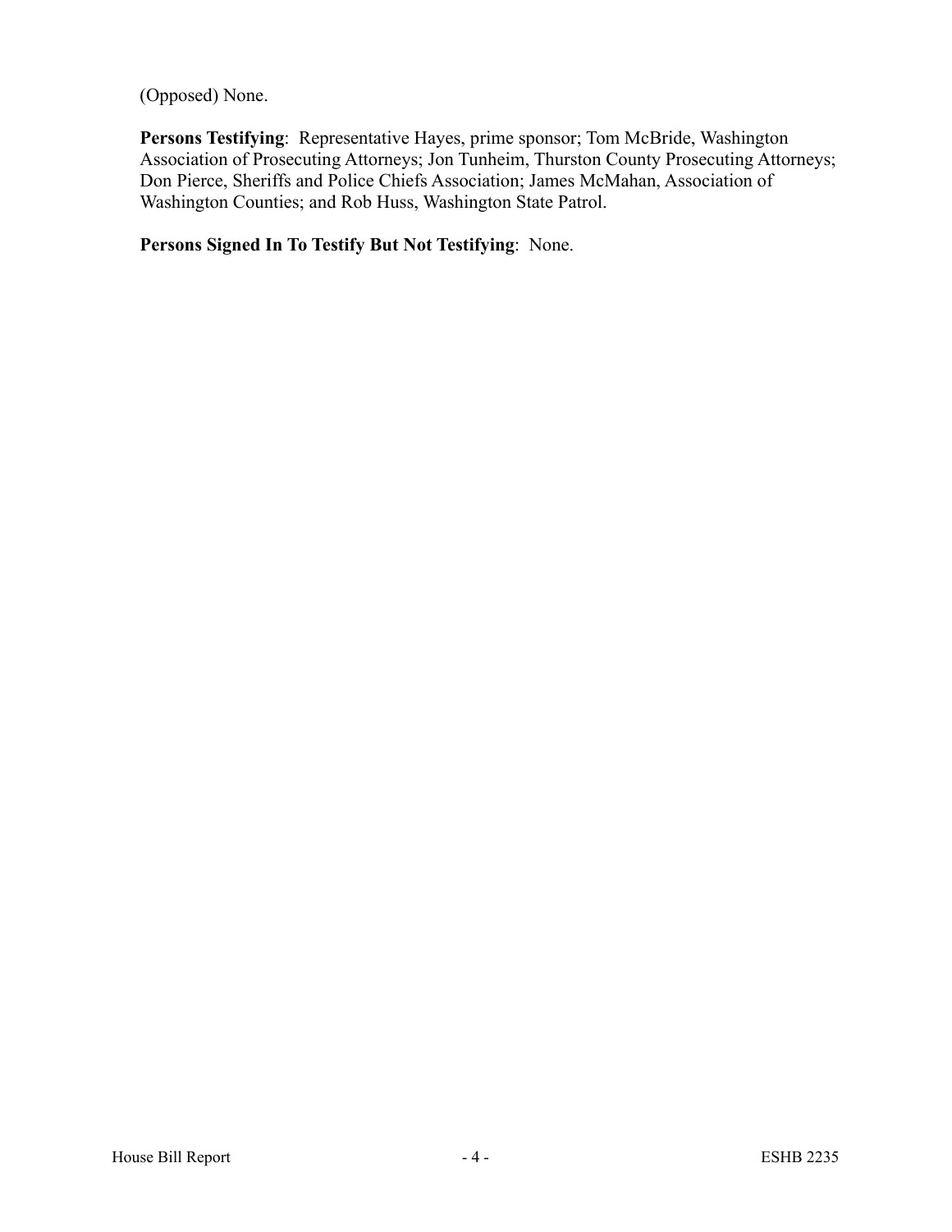(Opposed) None.

**Persons Testifying**: Representative Hayes, prime sponsor; Tom McBride, Washington Association of Prosecuting Attorneys; Jon Tunheim, Thurston County Prosecuting Attorneys; Don Pierce, Sheriffs and Police Chiefs Association; James McMahan, Association of Washington Counties; and Rob Huss, Washington State Patrol.

**Persons Signed In To Testify But Not Testifying**: None.